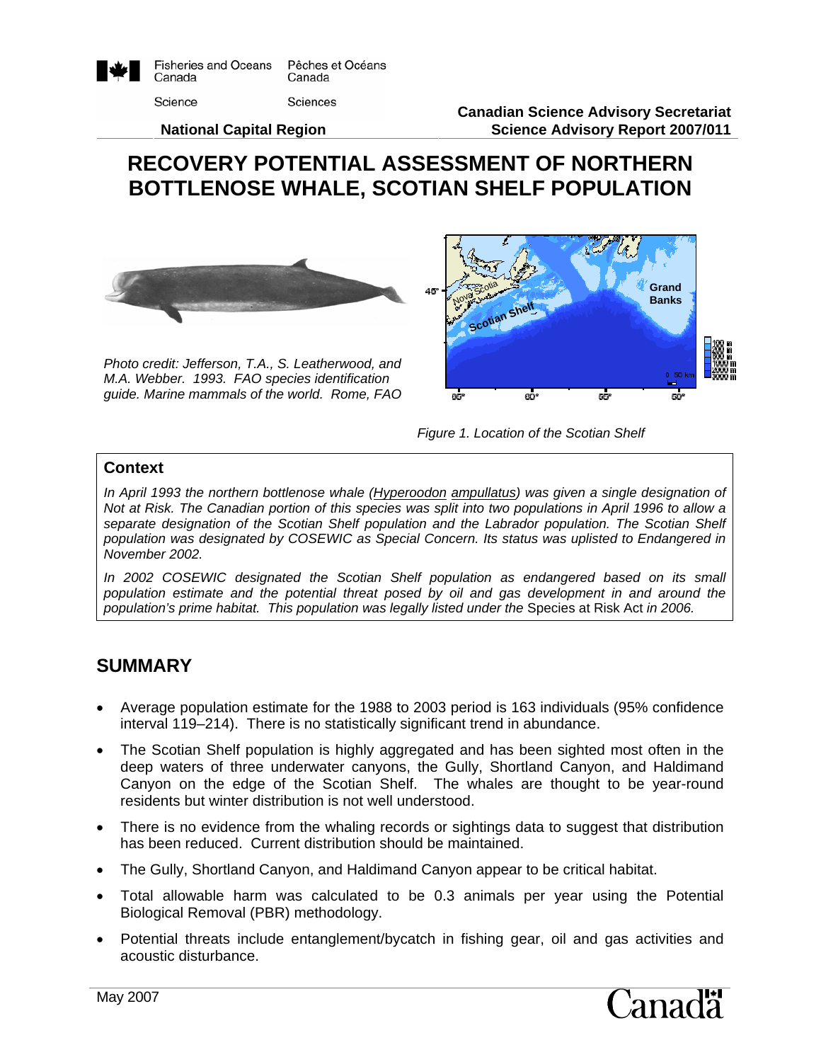Fisheries and Oceans Canada — Pêches et Océans Canada

Science — Sciences

**National Capital Region**

**Canadian Science Advisory Secretariat**
**Science Advisory Report 2007/011**

# RECOVERY POTENTIAL ASSESSMENT OF NORTHERN BOTTLENOSE WHALE, SCOTIAN SHELF POPULATION

*Photo credit: Jefferson, T.A., S. Leatherwood, and M.A. Webber. 1993. FAO species identification guide. Marine mammals of the world. Rome, FAO*

*Figure 1. Location of the Scotian Shelf*

## Context

*In April 1993 the northern bottlenose whale (Hyperoodon ampullatus) was given a single designation of Not at Risk. The Canadian portion of this species was split into two populations in April 1996 to allow a separate designation of the Scotian Shelf population and the Labrador population. The Scotian Shelf population was designated by COSEWIC as Special Concern. Its status was uplisted to Endangered in November 2002.*

*In 2002 COSEWIC designated the Scotian Shelf population as endangered based on its small population estimate and the potential threat posed by oil and gas development in and around the population's prime habitat. This population was legally listed under the* Species at Risk Act *in 2006.*

## SUMMARY

- Average population estimate for the 1988 to 2003 period is 163 individuals (95% confidence interval 119–214). There is no statistically significant trend in abundance.
- The Scotian Shelf population is highly aggregated and has been sighted most often in the deep waters of three underwater canyons, the Gully, Shortland Canyon, and Haldimand Canyon on the edge of the Scotian Shelf. The whales are thought to be year-round residents but winter distribution is not well understood.
- There is no evidence from the whaling records or sightings data to suggest that distribution has been reduced. Current distribution should be maintained.
- The Gully, Shortland Canyon, and Haldimand Canyon appear to be critical habitat.
- Total allowable harm was calculated to be 0.3 animals per year using the Potential Biological Removal (PBR) methodology.
- Potential threats include entanglement/bycatch in fishing gear, oil and gas activities and acoustic disturbance.

May 2007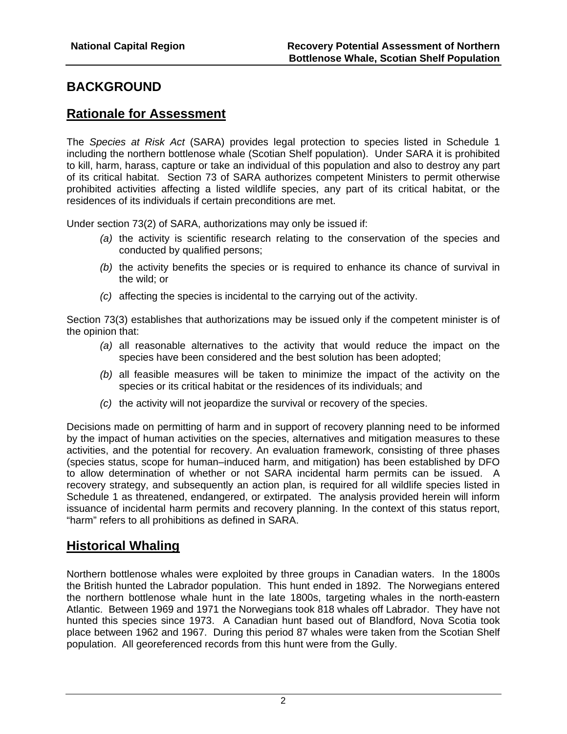# BACKGROUND

## Rationale for Assessment

The *Species at Risk Act* (SARA) provides legal protection to species listed in Schedule 1 including the northern bottlenose whale (Scotian Shelf population). Under SARA it is prohibited to kill, harm, harass, capture or take an individual of this population and also to destroy any part of its critical habitat. Section 73 of SARA authorizes competent Ministers to permit otherwise prohibited activities affecting a listed wildlife species, any part of its critical habitat, or the residences of its individuals if certain preconditions are met.

Under section 73(2) of SARA, authorizations may only be issued if:

*(a)* the activity is scientific research relating to the conservation of the species and conducted by qualified persons;

*(b)* the activity benefits the species or is required to enhance its chance of survival in the wild; or

*(c)* affecting the species is incidental to the carrying out of the activity.

Section 73(3) establishes that authorizations may be issued only if the competent minister is of the opinion that:

*(a)* all reasonable alternatives to the activity that would reduce the impact on the species have been considered and the best solution has been adopted;

*(b)* all feasible measures will be taken to minimize the impact of the activity on the species or its critical habitat or the residences of its individuals; and

*(c)* the activity will not jeopardize the survival or recovery of the species.

Decisions made on permitting of harm and in support of recovery planning need to be informed by the impact of human activities on the species, alternatives and mitigation measures to these activities, and the potential for recovery. An evaluation framework, consisting of three phases (species status, scope for human–induced harm, and mitigation) has been established by DFO to allow determination of whether or not SARA incidental harm permits can be issued. A recovery strategy, and subsequently an action plan, is required for all wildlife species listed in Schedule 1 as threatened, endangered, or extirpated. The analysis provided herein will inform issuance of incidental harm permits and recovery planning. In the context of this status report, "harm" refers to all prohibitions as defined in SARA.

## Historical Whaling

Northern bottlenose whales were exploited by three groups in Canadian waters. In the 1800s the British hunted the Labrador population. This hunt ended in 1892. The Norwegians entered the northern bottlenose whale hunt in the late 1800s, targeting whales in the north-eastern Atlantic. Between 1969 and 1971 the Norwegians took 818 whales off Labrador. They have not hunted this species since 1973. A Canadian hunt based out of Blandford, Nova Scotia took place between 1962 and 1967. During this period 87 whales were taken from the Scotian Shelf population. All georeferenced records from this hunt were from the Gully.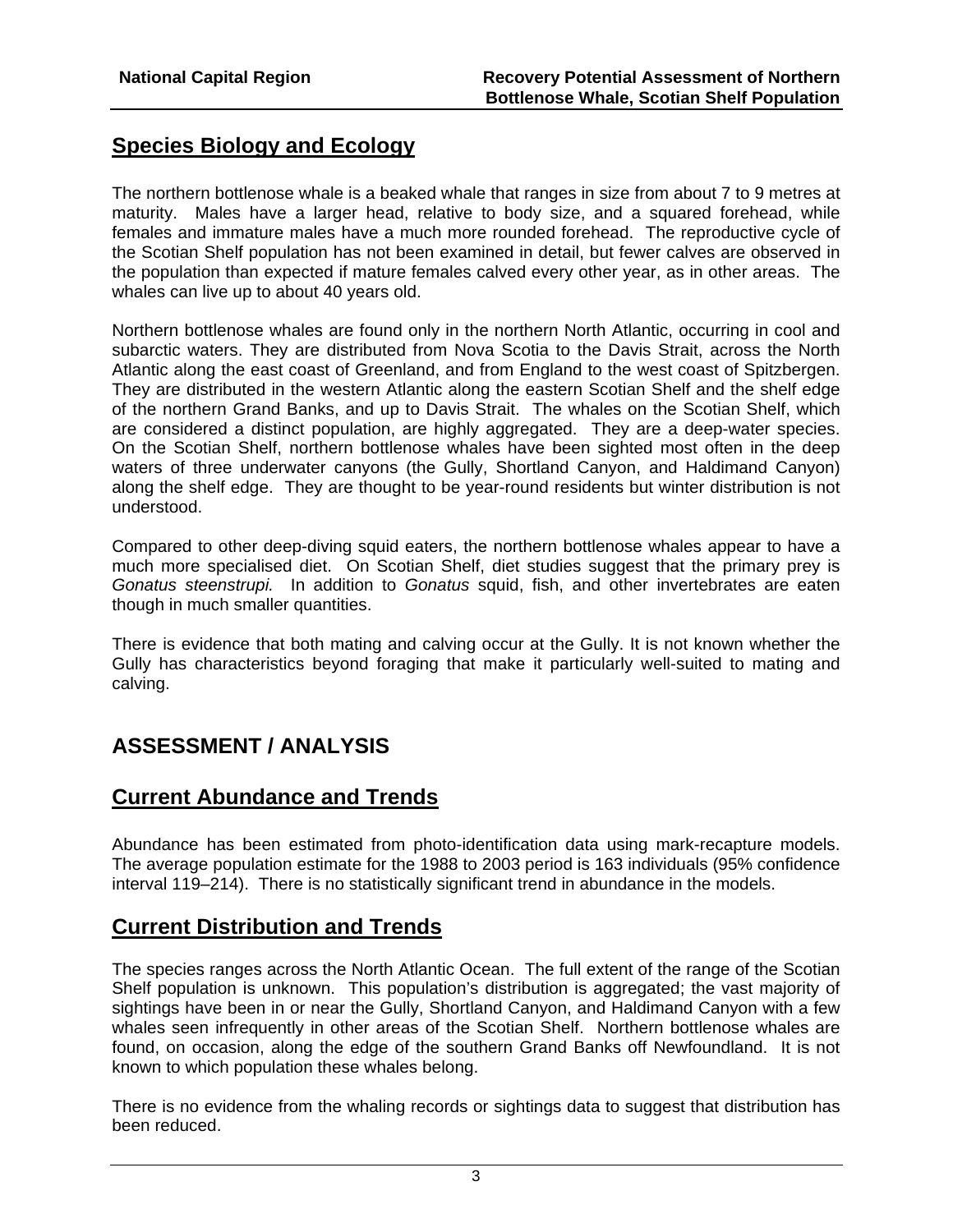## Species Biology and Ecology

The northern bottlenose whale is a beaked whale that ranges in size from about 7 to 9 metres at maturity. Males have a larger head, relative to body size, and a squared forehead, while females and immature males have a much more rounded forehead. The reproductive cycle of the Scotian Shelf population has not been examined in detail, but fewer calves are observed in the population than expected if mature females calved every other year, as in other areas. The whales can live up to about 40 years old.

Northern bottlenose whales are found only in the northern North Atlantic, occurring in cool and subarctic waters. They are distributed from Nova Scotia to the Davis Strait, across the North Atlantic along the east coast of Greenland, and from England to the west coast of Spitzbergen. They are distributed in the western Atlantic along the eastern Scotian Shelf and the shelf edge of the northern Grand Banks, and up to Davis Strait. The whales on the Scotian Shelf, which are considered a distinct population, are highly aggregated. They are a deep-water species. On the Scotian Shelf, northern bottlenose whales have been sighted most often in the deep waters of three underwater canyons (the Gully, Shortland Canyon, and Haldimand Canyon) along the shelf edge. They are thought to be year-round residents but winter distribution is not understood.

Compared to other deep-diving squid eaters, the northern bottlenose whales appear to have a much more specialised diet. On Scotian Shelf, diet studies suggest that the primary prey is *Gonatus steenstrupi.* In addition to *Gonatus* squid, fish, and other invertebrates are eaten though in much smaller quantities.

There is evidence that both mating and calving occur at the Gully. It is not known whether the Gully has characteristics beyond foraging that make it particularly well-suited to mating and calving.

# ASSESSMENT / ANALYSIS

## Current Abundance and Trends

Abundance has been estimated from photo-identification data using mark-recapture models. The average population estimate for the 1988 to 2003 period is 163 individuals (95% confidence interval 119–214). There is no statistically significant trend in abundance in the models.

## Current Distribution and Trends

The species ranges across the North Atlantic Ocean. The full extent of the range of the Scotian Shelf population is unknown. This population's distribution is aggregated; the vast majority of sightings have been in or near the Gully, Shortland Canyon, and Haldimand Canyon with a few whales seen infrequently in other areas of the Scotian Shelf. Northern bottlenose whales are found, on occasion, along the edge of the southern Grand Banks off Newfoundland. It is not known to which population these whales belong.

There is no evidence from the whaling records or sightings data to suggest that distribution has been reduced.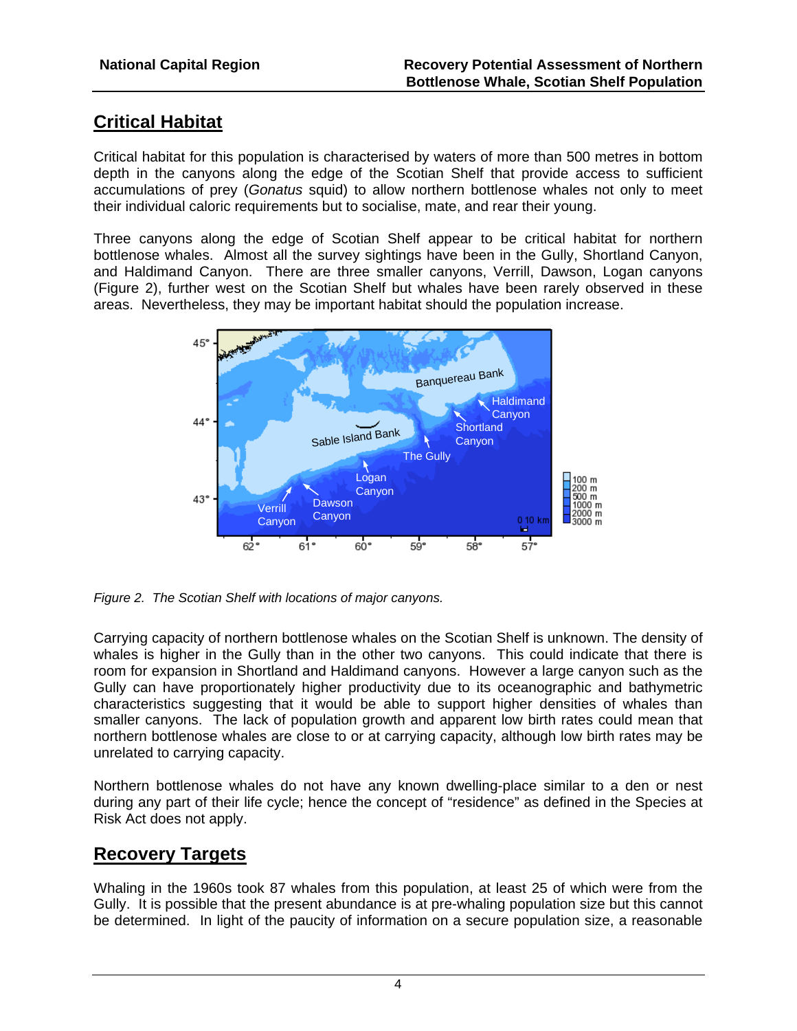## Critical Habitat

Critical habitat for this population is characterised by waters of more than 500 metres in bottom depth in the canyons along the edge of the Scotian Shelf that provide access to sufficient accumulations of prey (*Gonatus* squid) to allow northern bottlenose whales not only to meet their individual caloric requirements but to socialise, mate, and rear their young.

Three canyons along the edge of Scotian Shelf appear to be critical habitat for northern bottlenose whales. Almost all the survey sightings have been in the Gully, Shortland Canyon, and Haldimand Canyon. There are three smaller canyons, Verrill, Dawson, Logan canyons (Figure 2), further west on the Scotian Shelf but whales have been rarely observed in these areas. Nevertheless, they may be important habitat should the population increase.

*Figure 2. The Scotian Shelf with locations of major canyons.*

Carrying capacity of northern bottlenose whales on the Scotian Shelf is unknown. The density of whales is higher in the Gully than in the other two canyons. This could indicate that there is room for expansion in Shortland and Haldimand canyons. However a large canyon such as the Gully can have proportionately higher productivity due to its oceanographic and bathymetric characteristics suggesting that it would be able to support higher densities of whales than smaller canyons. The lack of population growth and apparent low birth rates could mean that northern bottlenose whales are close to or at carrying capacity, although low birth rates may be unrelated to carrying capacity.

Northern bottlenose whales do not have any known dwelling-place similar to a den or nest during any part of their life cycle; hence the concept of "residence" as defined in the Species at Risk Act does not apply.

## Recovery Targets

Whaling in the 1960s took 87 whales from this population, at least 25 of which were from the Gully. It is possible that the present abundance is at pre-whaling population size but this cannot be determined. In light of the paucity of information on a secure population size, a reasonable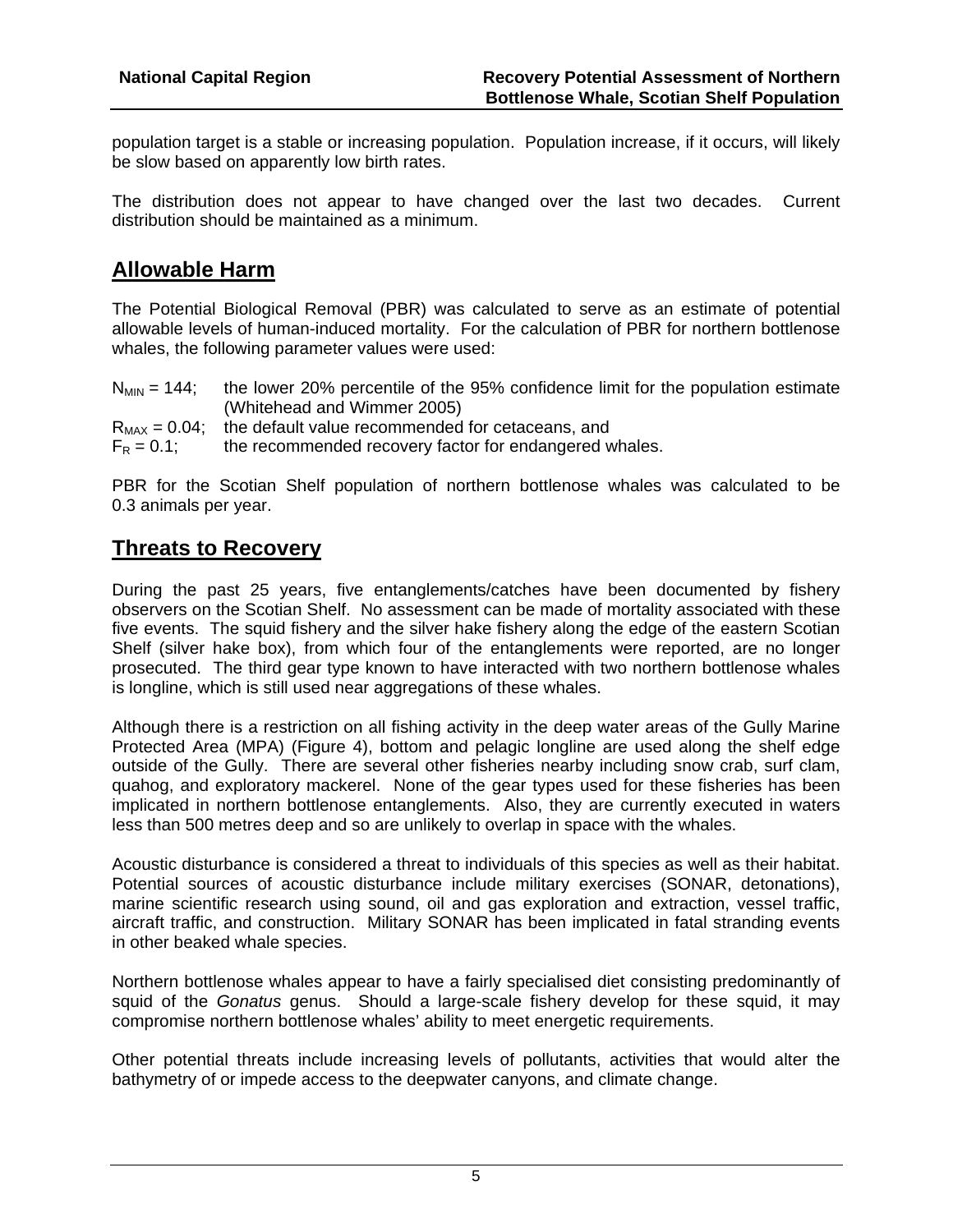population target is a stable or increasing population. Population increase, if it occurs, will likely be slow based on apparently low birth rates.

The distribution does not appear to have changed over the last two decades. Current distribution should be maintained as a minimum.

## Allowable Harm

The Potential Biological Removal (PBR) was calculated to serve as an estimate of potential allowable levels of human-induced mortality. For the calculation of PBR for northern bottlenose whales, the following parameter values were used:

$N_{MIN} = 144$; the lower 20% percentile of the 95% confidence limit for the population estimate (Whitehead and Wimmer 2005)
$R_{MAX} = 0.04$; the default value recommended for cetaceans, and
$F_R = 0.1$; the recommended recovery factor for endangered whales.

PBR for the Scotian Shelf population of northern bottlenose whales was calculated to be 0.3 animals per year.

## Threats to Recovery

During the past 25 years, five entanglements/catches have been documented by fishery observers on the Scotian Shelf. No assessment can be made of mortality associated with these five events. The squid fishery and the silver hake fishery along the edge of the eastern Scotian Shelf (silver hake box), from which four of the entanglements were reported, are no longer prosecuted. The third gear type known to have interacted with two northern bottlenose whales is longline, which is still used near aggregations of these whales.

Although there is a restriction on all fishing activity in the deep water areas of the Gully Marine Protected Area (MPA) (Figure 4), bottom and pelagic longline are used along the shelf edge outside of the Gully. There are several other fisheries nearby including snow crab, surf clam, quahog, and exploratory mackerel. None of the gear types used for these fisheries has been implicated in northern bottlenose entanglements. Also, they are currently executed in waters less than 500 metres deep and so are unlikely to overlap in space with the whales.

Acoustic disturbance is considered a threat to individuals of this species as well as their habitat. Potential sources of acoustic disturbance include military exercises (SONAR, detonations), marine scientific research using sound, oil and gas exploration and extraction, vessel traffic, aircraft traffic, and construction. Military SONAR has been implicated in fatal stranding events in other beaked whale species.

Northern bottlenose whales appear to have a fairly specialised diet consisting predominantly of squid of the *Gonatus* genus. Should a large-scale fishery develop for these squid, it may compromise northern bottlenose whales' ability to meet energetic requirements.

Other potential threats include increasing levels of pollutants, activities that would alter the bathymetry of or impede access to the deepwater canyons, and climate change.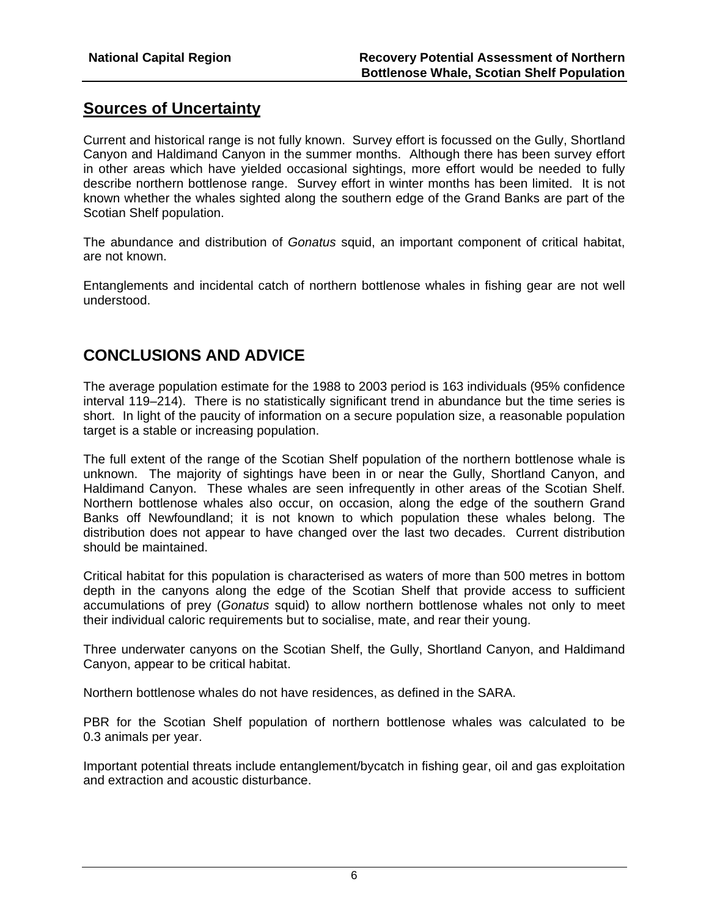## Sources of Uncertainty

Current and historical range is not fully known. Survey effort is focussed on the Gully, Shortland Canyon and Haldimand Canyon in the summer months. Although there has been survey effort in other areas which have yielded occasional sightings, more effort would be needed to fully describe northern bottlenose range. Survey effort in winter months has been limited. It is not known whether the whales sighted along the southern edge of the Grand Banks are part of the Scotian Shelf population.

The abundance and distribution of *Gonatus* squid, an important component of critical habitat, are not known.

Entanglements and incidental catch of northern bottlenose whales in fishing gear are not well understood.

## CONCLUSIONS AND ADVICE

The average population estimate for the 1988 to 2003 period is 163 individuals (95% confidence interval 119–214). There is no statistically significant trend in abundance but the time series is short. In light of the paucity of information on a secure population size, a reasonable population target is a stable or increasing population.

The full extent of the range of the Scotian Shelf population of the northern bottlenose whale is unknown. The majority of sightings have been in or near the Gully, Shortland Canyon, and Haldimand Canyon. These whales are seen infrequently in other areas of the Scotian Shelf. Northern bottlenose whales also occur, on occasion, along the edge of the southern Grand Banks off Newfoundland; it is not known to which population these whales belong. The distribution does not appear to have changed over the last two decades. Current distribution should be maintained.

Critical habitat for this population is characterised as waters of more than 500 metres in bottom depth in the canyons along the edge of the Scotian Shelf that provide access to sufficient accumulations of prey (*Gonatus* squid) to allow northern bottlenose whales not only to meet their individual caloric requirements but to socialise, mate, and rear their young.

Three underwater canyons on the Scotian Shelf, the Gully, Shortland Canyon, and Haldimand Canyon, appear to be critical habitat.

Northern bottlenose whales do not have residences, as defined in the SARA.

PBR for the Scotian Shelf population of northern bottlenose whales was calculated to be 0.3 animals per year.

Important potential threats include entanglement/bycatch in fishing gear, oil and gas exploitation and extraction and acoustic disturbance.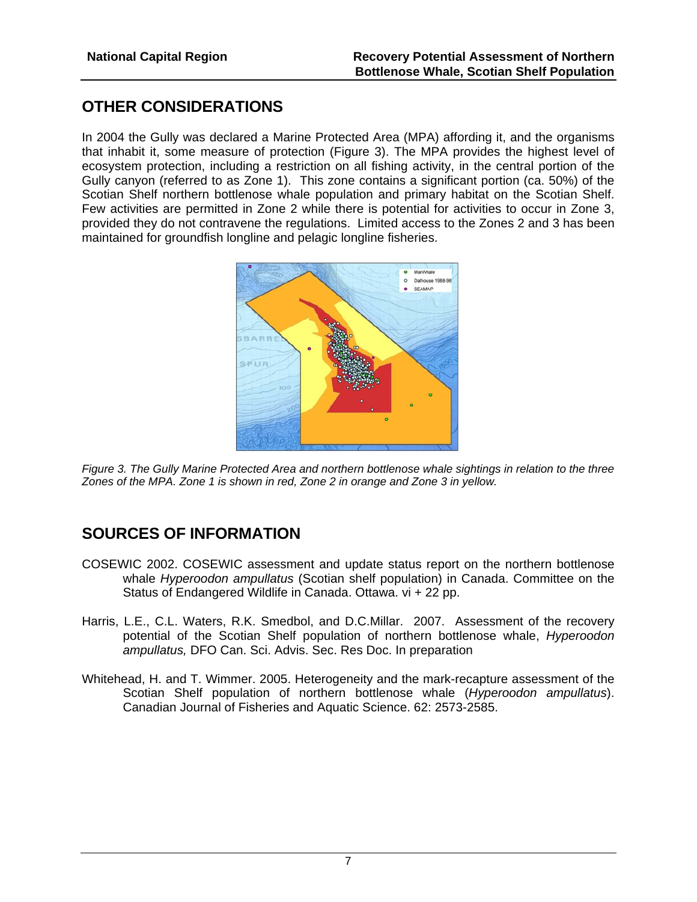## OTHER CONSIDERATIONS

In 2004 the Gully was declared a Marine Protected Area (MPA) affording it, and the organisms that inhabit it, some measure of protection (Figure 3). The MPA provides the highest level of ecosystem protection, including a restriction on all fishing activity, in the central portion of the Gully canyon (referred to as Zone 1). This zone contains a significant portion (ca. 50%) of the Scotian Shelf northern bottlenose whale population and primary habitat on the Scotian Shelf. Few activities are permitted in Zone 2 while there is potential for activities to occur in Zone 3, provided they do not contravene the regulations. Limited access to the Zones 2 and 3 has been maintained for groundfish longline and pelagic longline fisheries.

*Figure 3. The Gully Marine Protected Area and northern bottlenose whale sightings in relation to the three Zones of the MPA. Zone 1 is shown in red, Zone 2 in orange and Zone 3 in yellow.*

## SOURCES OF INFORMATION

COSEWIC 2002. COSEWIC assessment and update status report on the northern bottlenose whale *Hyperoodon ampullatus* (Scotian shelf population) in Canada. Committee on the Status of Endangered Wildlife in Canada. Ottawa. vi + 22 pp.

Harris, L.E., C.L. Waters, R.K. Smedbol, and D.C.Millar. 2007. Assessment of the recovery potential of the Scotian Shelf population of northern bottlenose whale, *Hyperoodon ampullatus,* DFO Can. Sci. Advis. Sec. Res Doc. In preparation

Whitehead, H. and T. Wimmer. 2005. Heterogeneity and the mark-recapture assessment of the Scotian Shelf population of northern bottlenose whale (*Hyperoodon ampullatus*). Canadian Journal of Fisheries and Aquatic Science. 62: 2573-2585.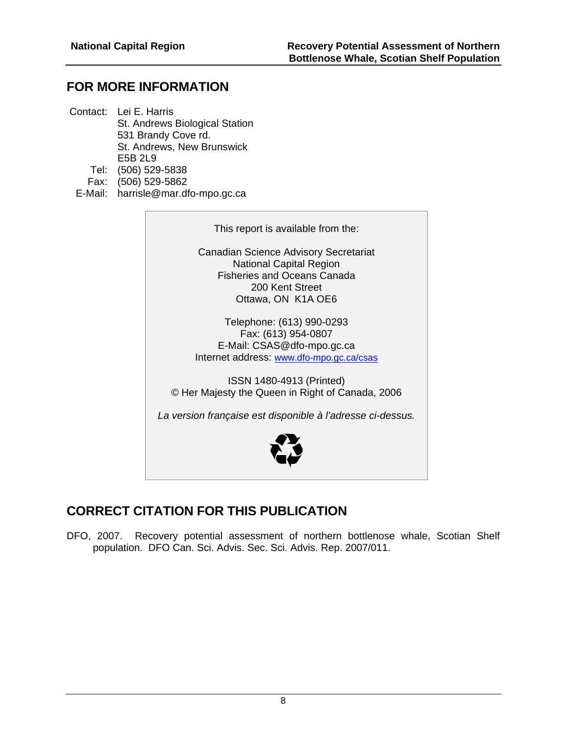## FOR MORE INFORMATION

Contact: Lei E. Harris
St. Andrews Biological Station
531 Brandy Cove rd.
St. Andrews, New Brunswick
E5B 2L9

Tel: (506) 529-5838
Fax: (506) 529-5862
E-Mail: harrisle@mar.dfo-mpo.gc.ca

This report is available from the:

Canadian Science Advisory Secretariat
National Capital Region
Fisheries and Oceans Canada
200 Kent Street
Ottawa, ON K1A OE6

Telephone: (613) 990-0293
Fax: (613) 954-0807
E-Mail: CSAS@dfo-mpo.gc.ca
Internet address: www.dfo-mpo.gc.ca/csas

ISSN 1480-4913 (Printed)
© Her Majesty the Queen in Right of Canada, 2006

*La version française est disponible à l'adresse ci-dessus.*

## CORRECT CITATION FOR THIS PUBLICATION

DFO, 2007. Recovery potential assessment of northern bottlenose whale, Scotian Shelf population. DFO Can. Sci. Advis. Sec. Sci. Advis. Rep. 2007/011.